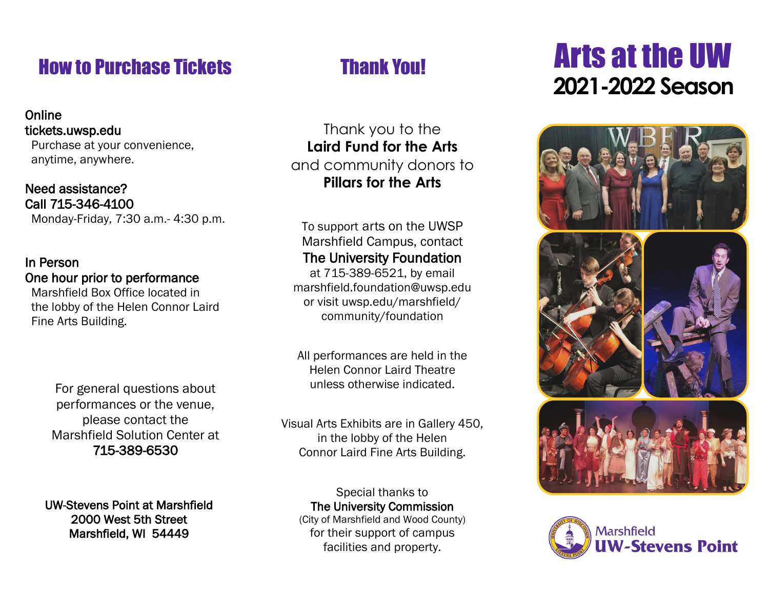## How to Purchase Tickets

**Online**
**tickets.uwsp.edu**
Purchase at your convenience, anytime, anywhere.

**Need assistance?**
**Call 715-346-4100**
Monday-Friday, 7:30 a.m.- 4:30 p.m.

**In Person**
**One hour prior to performance**
Marshfield Box Office located in the lobby of the Helen Connor Laird Fine Arts Building.

For general questions about performances or the venue, please contact the Marshfield Solution Center at
**715-389-6530**

**UW-Stevens Point at Marshfield**
**2000 West 5th Street**
**Marshfield, WI 54449**

## Thank You!

Thank you to the
**Laird Fund for the Arts**
and community donors to
**Pillars for the Arts**

To support arts on the UWSP Marshfield Campus, contact
**The University Foundation**
at 715-389-6521, by email marshfield.foundation@uwsp.edu or visit uwsp.edu/marshfield/community/foundation

All performances are held in the Helen Connor Laird Theatre unless otherwise indicated.

Visual Arts Exhibits are in Gallery 450, in the lobby of the Helen Connor Laird Fine Arts Building.

Special thanks to
**The University Commission**
(City of Marshfield and Wood County)
for their support of campus facilities and property.

# Arts at the UW

## 2021-2022 Season

Marshfield
**UW-Stevens Point**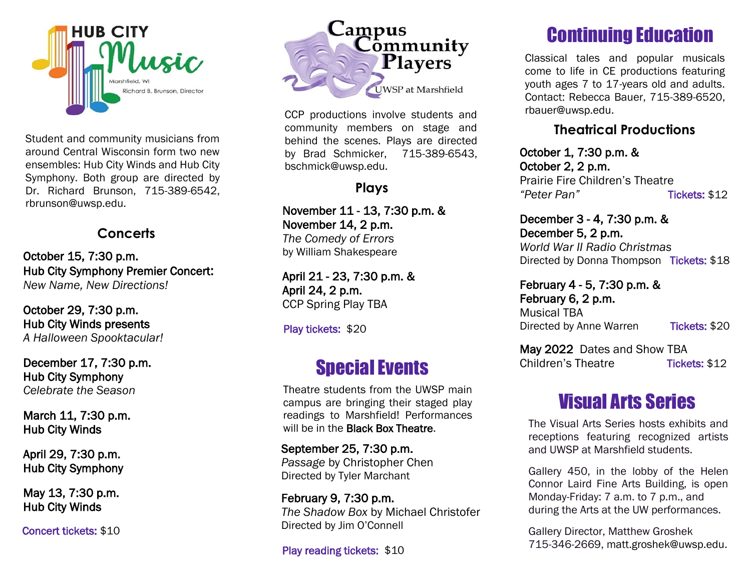# HUB CITY Music

Marshfield, WI

Richard B. Brunson, Director

Student and community musicians from around Central Wisconsin form two new ensembles: Hub City Winds and Hub City Symphony. Both group are directed by Dr. Richard Brunson, 715-389-6542, rbrunson@uwsp.edu.

## Concerts

**October 15, 7:30 p.m.**
**Hub City Symphony Premier Concert:**
*New Name, New Directions!*

**October 29, 7:30 p.m.**
**Hub City Winds presents**
*A Halloween Spooktacular!*

**December 17, 7:30 p.m.**
**Hub City Symphony**
*Celebrate the Season*

**March 11, 7:30 p.m.**
**Hub City Winds**

**April 29, 7:30 p.m.**
**Hub City Symphony**

**May 13, 7:30 p.m.**
**Hub City Winds**

Concert tickets: $10

# Campus Community Players

UWSP at Marshfield

CCP productions involve students and community members on stage and behind the scenes. Plays are directed by Brad Schmicker, 715-389-6543, bschmick@uwsp.edu.

## Plays

**November 11 - 13, 7:30 p.m. &**
**November 14, 2 p.m.**
*The Comedy of Errors*
by William Shakespeare

**April 21 - 23, 7:30 p.m. &**
**April 24, 2 p.m.**
CCP Spring Play TBA

Play tickets: $20

# Special Events

Theatre students from the UWSP main campus are bringing their staged play readings to Marshfield! Performances will be in the **Black Box Theatre**.

**September 25, 7:30 p.m.**
*Passage* by Christopher Chen
Directed by Tyler Marchant

**February 9, 7:30 p.m.**
*The Shadow Box* by Michael Christofer
Directed by Jim O'Connell

Play reading tickets: $10

# Continuing Education

Classical tales and popular musicals come to life in CE productions featuring youth ages 7 to 17-years old and adults. Contact: Rebecca Bauer, 715-389-6520, rbauer@uwsp.edu.

## Theatrical Productions

**October 1, 7:30 p.m. &**
**October 2, 2 p.m.**
Prairie Fire Children's Theatre
*"Peter Pan"* Tickets: $12

**December 3 - 4, 7:30 p.m. &**
**December 5, 2 p.m.**
*World War II Radio Christmas*
Directed by Donna Thompson Tickets: $18

**February 4 - 5, 7:30 p.m. &**
**February 6, 2 p.m.**
Musical TBA
Directed by Anne Warren Tickets: $20

**May 2022** Dates and Show TBA
Children's Theatre Tickets: $12

# Visual Arts Series

The Visual Arts Series hosts exhibits and receptions featuring recognized artists and UWSP at Marshfield students.

Gallery 450, in the lobby of the Helen Connor Laird Fine Arts Building, is open Monday-Friday: 7 a.m. to 7 p.m., and during the Arts at the UW performances.

Gallery Director, Matthew Groshek
715-346-2669, matt.groshek@uwsp.edu.